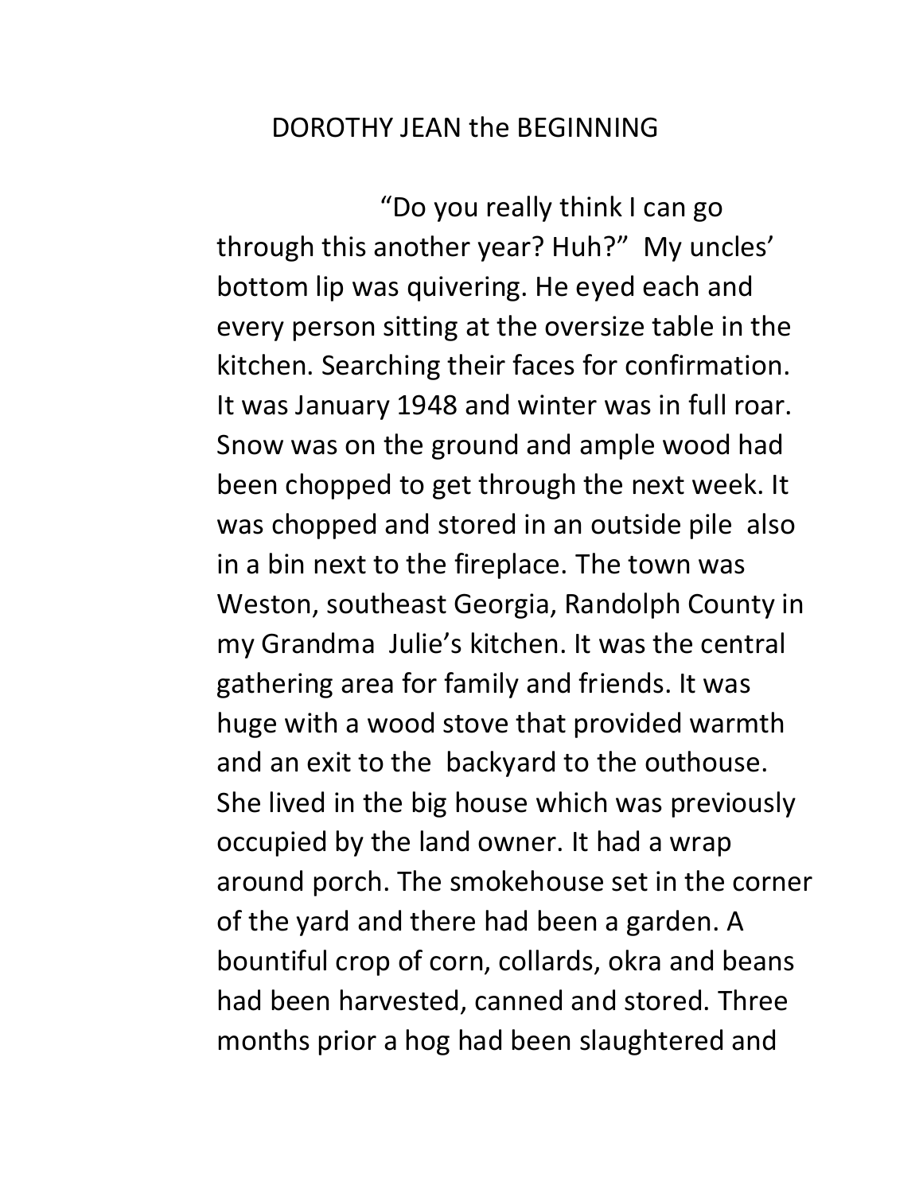# DOROTHY JEAN the BEGINNING

"Do you really think I can go through this another year? Huh?" My uncles' bottom lip was quivering. He eyed each and every person sitting at the oversize table in the kitchen. Searching their faces for confirmation. It was January 1948 and winter was in full roar. Snow was on the ground and ample wood had been chopped to get through the next week. It was chopped and stored in an outside pile also in a bin next to the fireplace. The town was Weston, southeast Georgia, Randolph County in my Grandma Julie's kitchen. It was the central gathering area for family and friends. It was huge with a wood stove that provided warmth and an exit to the backyard to the outhouse. She lived in the big house which was previously occupied by the land owner. It had a wrap around porch. The smokehouse set in the corner of the yard and there had been a garden. A bountiful crop of corn, collards, okra and beans had been harvested, canned and stored. Three months prior a hog had been slaughtered and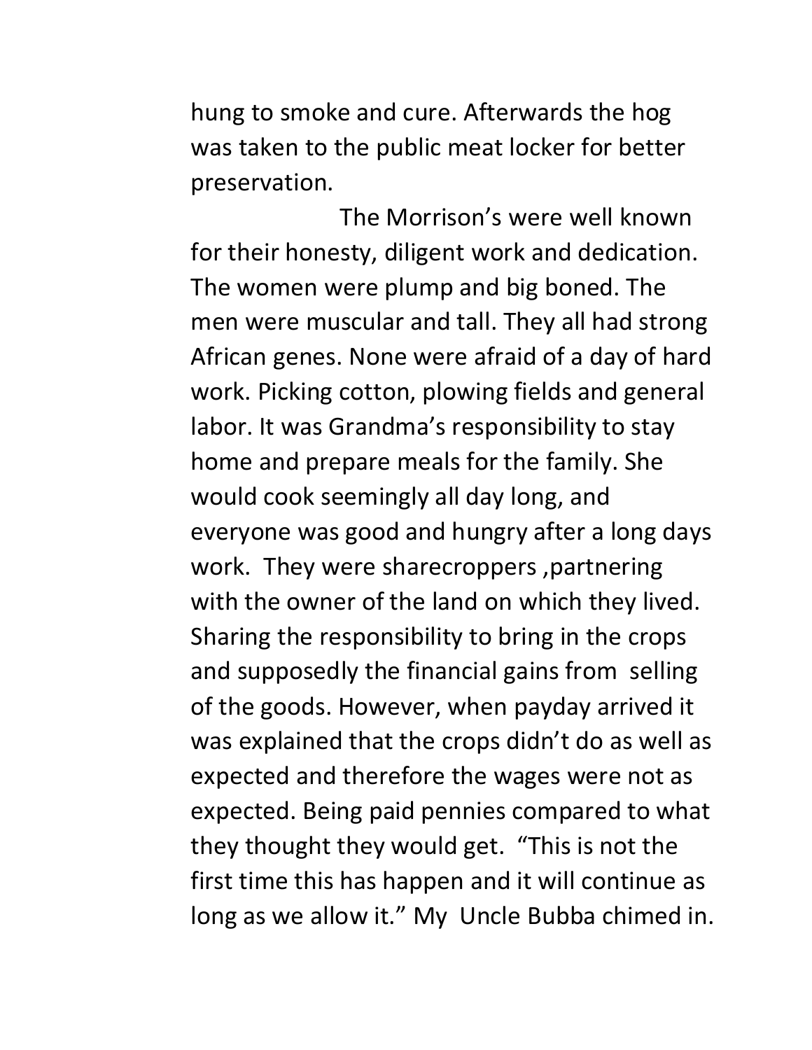hung to smoke and cure. Afterwards the hog was taken to the public meat locker for better preservation.

The Morrison's were well known for their honesty, diligent work and dedication. The women were plump and big boned. The men were muscular and tall. They all had strong African genes. None were afraid of a day of hard work. Picking cotton, plowing fields and general labor. It was Grandma's responsibility to stay home and prepare meals for the family. She would cook seemingly all day long, and everyone was good and hungry after a long days work. They were sharecroppers ,partnering with the owner of the land on which they lived. Sharing the responsibility to bring in the crops and supposedly the financial gains from selling of the goods. However, when payday arrived it was explained that the crops didn't do as well as expected and therefore the wages were not as expected. Being paid pennies compared to what they thought they would get. "This is not the first time this has happen and it will continue as long as we allow it." My Uncle Bubba chimed in.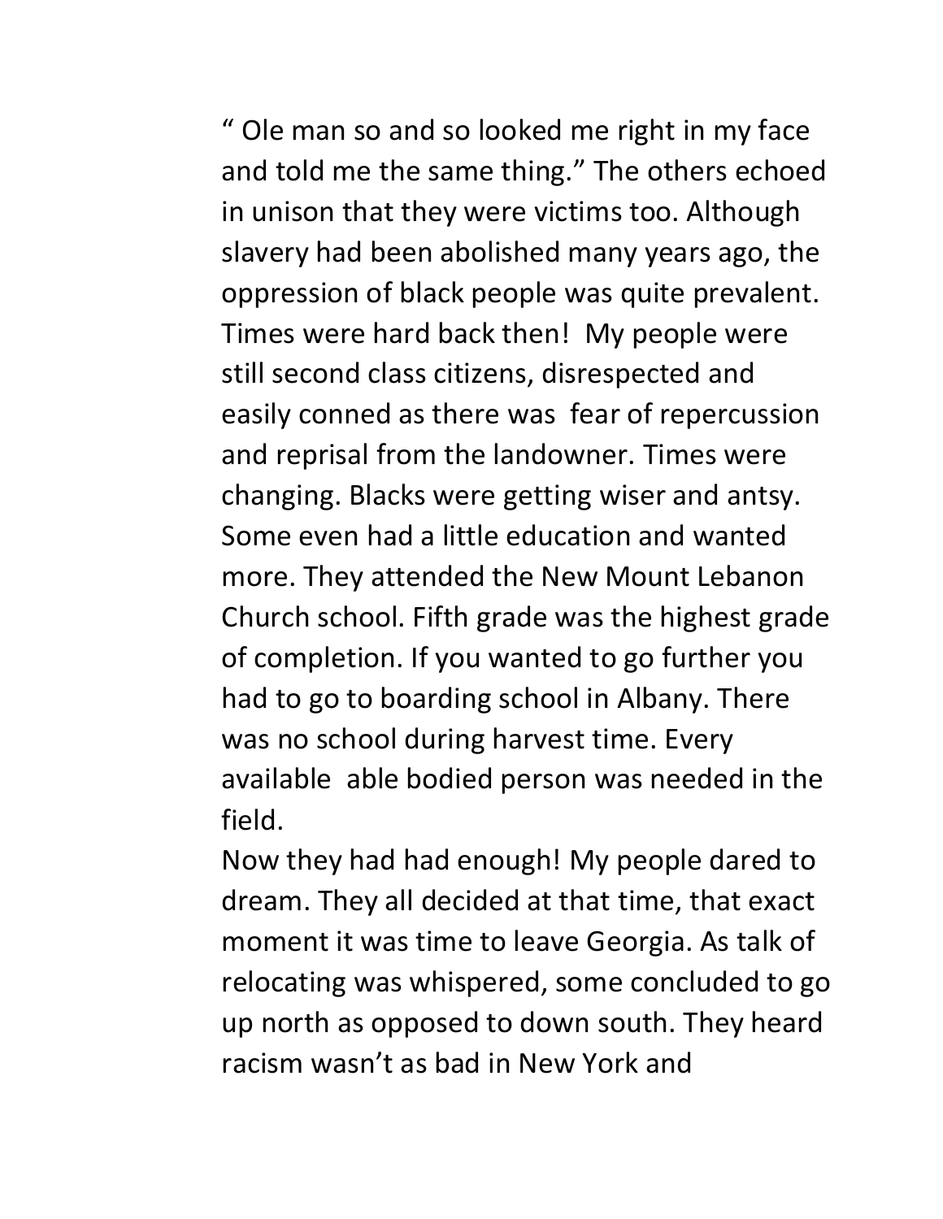" Ole man so and so looked me right in my face and told me the same thing." The others echoed in unison that they were victims too. Although slavery had been abolished many years ago, the oppression of black people was quite prevalent. Times were hard back then! My people were still second class citizens, disrespected and easily conned as there was fear of repercussion and reprisal from the landowner. Times were changing. Blacks were getting wiser and antsy. Some even had a little education and wanted more. They attended the New Mount Lebanon Church school. Fifth grade was the highest grade of completion. If you wanted to go further you had to go to boarding school in Albany. There was no school during harvest time. Every available able bodied person was needed in the field.

Now they had had enough! My people dared to dream. They all decided at that time, that exact moment it was time to leave Georgia. As talk of relocating was whispered, some concluded to go up north as opposed to down south. They heard racism wasn't as bad in New York and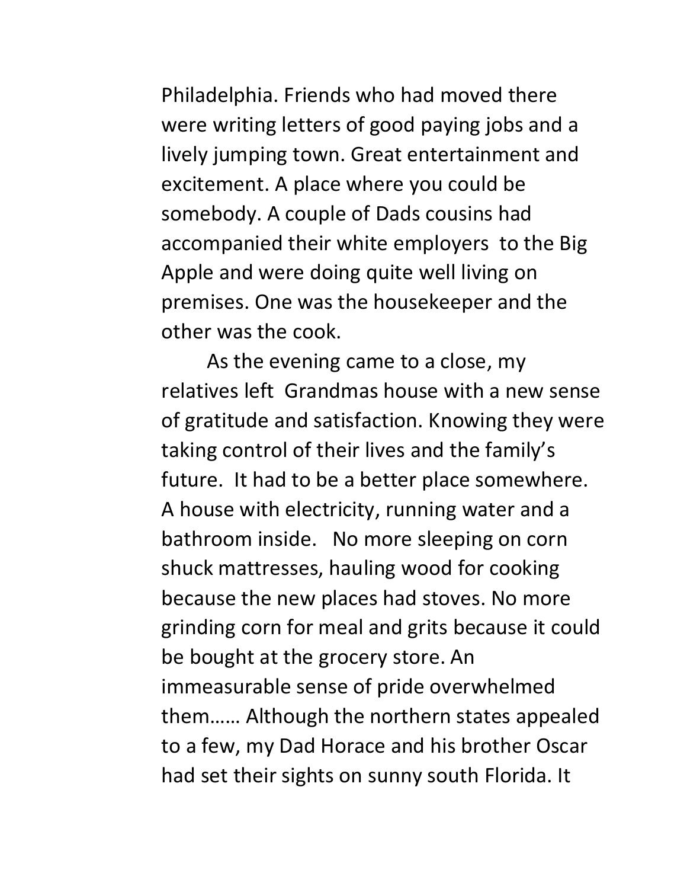Philadelphia. Friends who had moved there were writing letters of good paying jobs and a lively jumping town. Great entertainment and excitement. A place where you could be somebody. A couple of Dads cousins had accompanied their white employers  to the Big Apple and were doing quite well living on premises. One was the housekeeper and the other was the cook.

As the evening came to a close, my relatives left  Grandmas house with a new sense of gratitude and satisfaction. Knowing they were taking control of their lives and the family's future.  It had to be a better place somewhere. A house with electricity, running water and a bathroom inside.   No more sleeping on corn shuck mattresses, hauling wood for cooking because the new places had stoves. No more grinding corn for meal and grits because it could be bought at the grocery store. An immeasurable sense of pride overwhelmed them…… Although the northern states appealed to a few, my Dad Horace and his brother Oscar had set their sights on sunny south Florida. It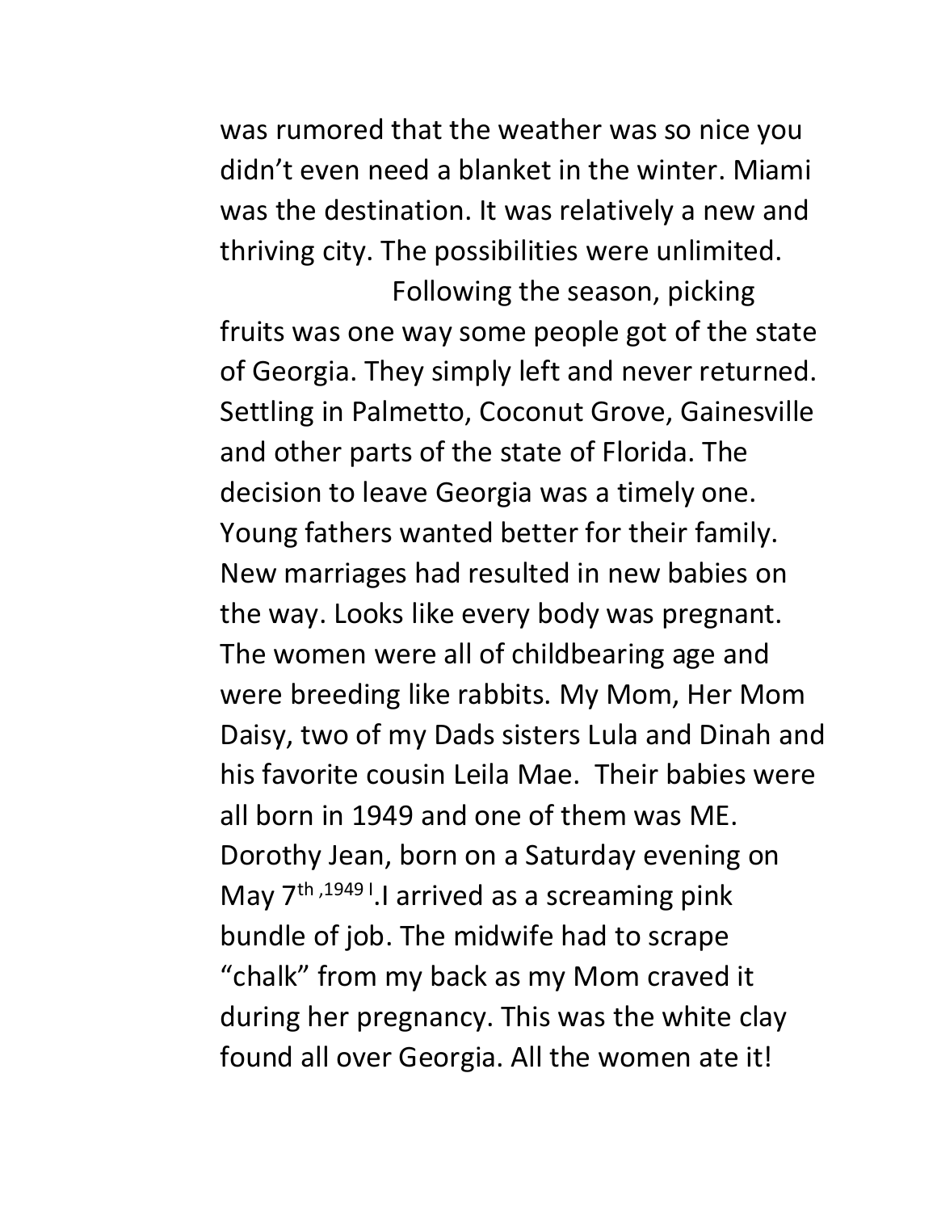was rumored that the weather was so nice you didn't even need a blanket in the winter. Miami was the destination. It was relatively a new and thriving city. The possibilities were unlimited.

Following the season, picking fruits was one way some people got of the state of Georgia. They simply left and never returned. Settling in Palmetto, Coconut Grove, Gainesville and other parts of the state of Florida. The decision to leave Georgia was a timely one. Young fathers wanted better for their family. New marriages had resulted in new babies on the way. Looks like every body was pregnant. The women were all of childbearing age and were breeding like rabbits. My Mom, Her Mom Daisy, two of my Dads sisters Lula and Dinah and his favorite cousin Leila Mae. Their babies were all born in 1949 and one of them was ME. Dorothy Jean, born on a Saturday evening on May 7th ,1949 I.I arrived as a screaming pink bundle of job. The midwife had to scrape "chalk" from my back as my Mom craved it during her pregnancy. This was the white clay found all over Georgia. All the women ate it!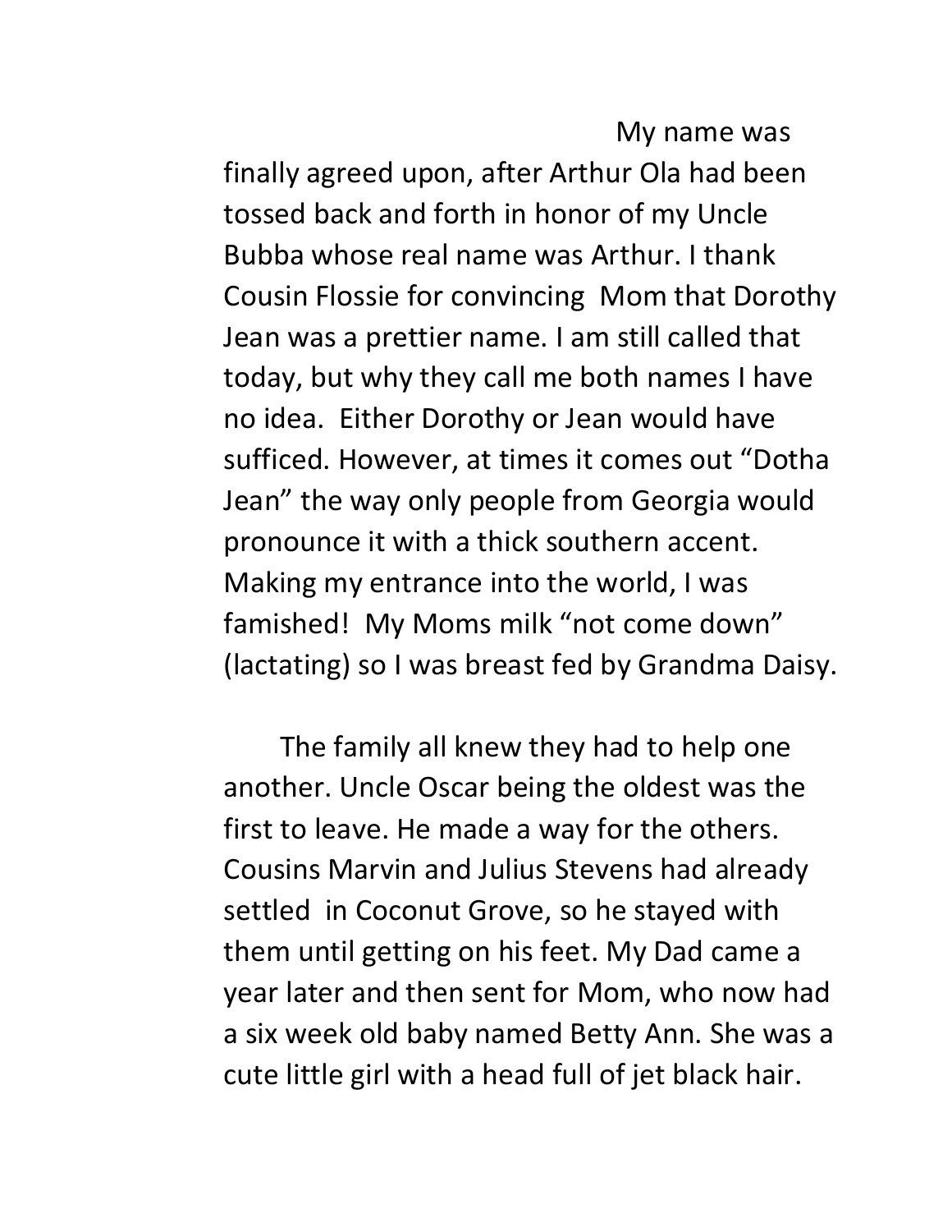My name was finally agreed upon, after Arthur Ola had been tossed back and forth in honor of my Uncle Bubba whose real name was Arthur. I thank Cousin Flossie for convincing Mom that Dorothy Jean was a prettier name. I am still called that today, but why they call me both names I have no idea. Either Dorothy or Jean would have sufficed. However, at times it comes out "Dotha Jean" the way only people from Georgia would pronounce it with a thick southern accent. Making my entrance into the world, I was famished! My Moms milk "not come down" (lactating) so I was breast fed by Grandma Daisy.

The family all knew they had to help one another. Uncle Oscar being the oldest was the first to leave. He made a way for the others. Cousins Marvin and Julius Stevens had already settled in Coconut Grove, so he stayed with them until getting on his feet. My Dad came a year later and then sent for Mom, who now had a six week old baby named Betty Ann. She was a cute little girl with a head full of jet black hair.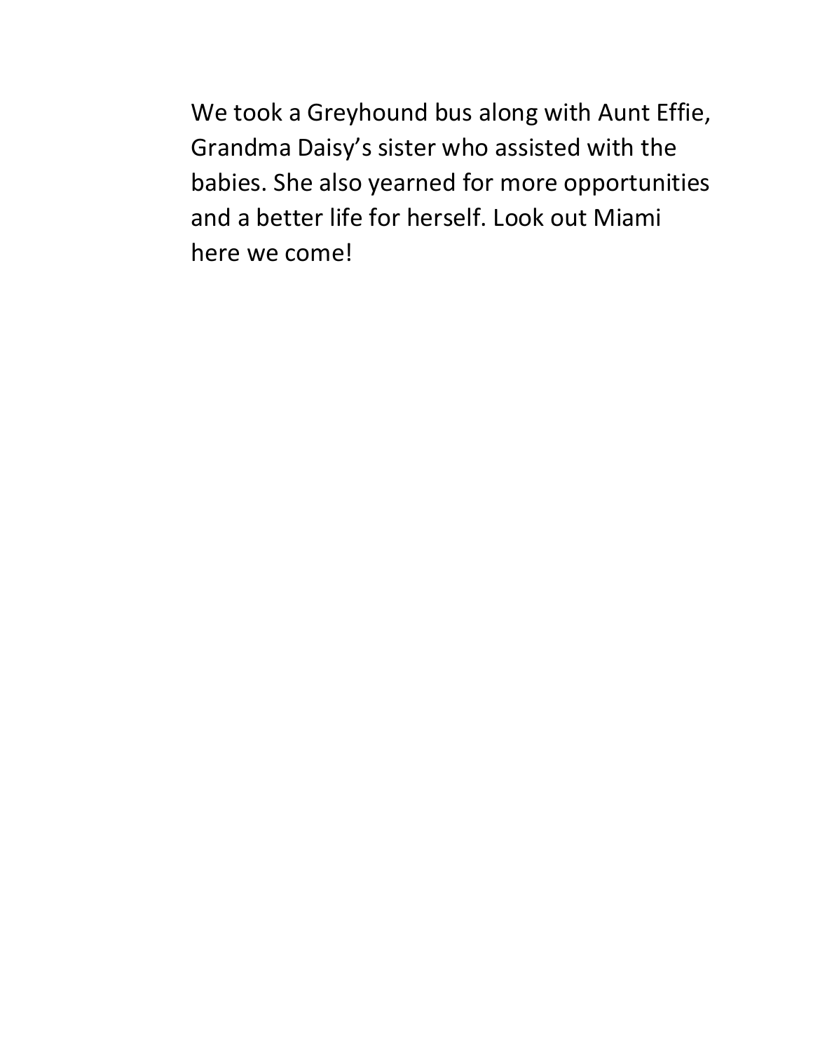We took a Greyhound bus along with Aunt Effie, Grandma Daisy's sister who assisted with the babies. She also yearned for more opportunities and a better life for herself. Look out Miami here we come!